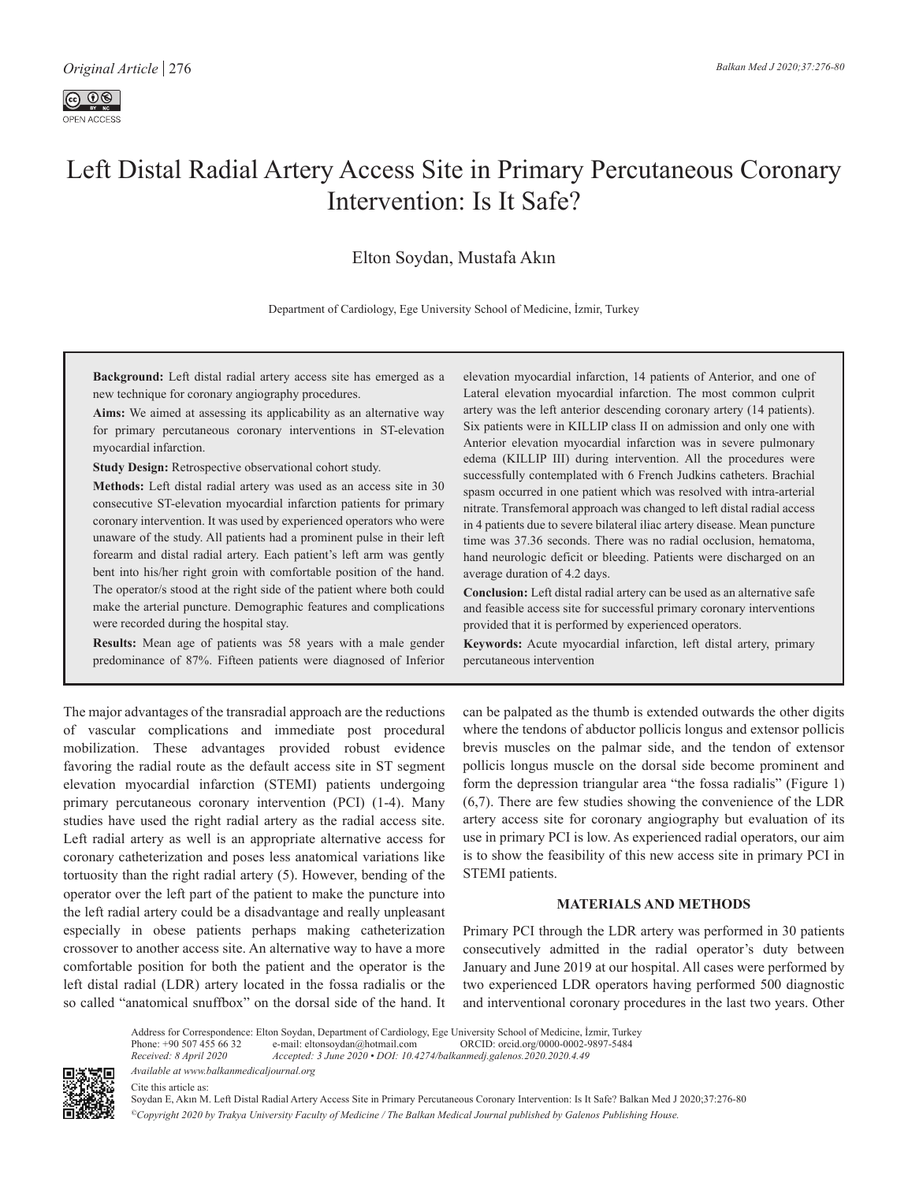# Left Distal Radial Artery Access Site in Primary Percutaneous Coronary Intervention: Is It Safe?

Elton Soydan, Mustafa Akın

Department of Cardiology, Ege University School of Medicine, İzmir, Turkey

**Background:** Left distal radial artery access site has emerged as a new technique for coronary angiography procedures.

**Aims:** We aimed at assessing its applicability as an alternative way for primary percutaneous coronary interventions in ST-elevation myocardial infarction.

**Study Design:** Retrospective observational cohort study.

**Methods:** Left distal radial artery was used as an access site in 30 consecutive ST-elevation myocardial infarction patients for primary coronary intervention. It was used by experienced operators who were unaware of the study. All patients had a prominent pulse in their left forearm and distal radial artery. Each patient's left arm was gently bent into his/her right groin with comfortable position of the hand. The operator/s stood at the right side of the patient where both could make the arterial puncture. Demographic features and complications were recorded during the hospital stay.

**Results:** Mean age of patients was 58 years with a male gender predominance of 87%. Fifteen patients were diagnosed of Inferior elevation myocardial infarction, 14 patients of Anterior, and one of Lateral elevation myocardial infarction. The most common culprit artery was the left anterior descending coronary artery (14 patients). Six patients were in KILLIP class II on admission and only one with Anterior elevation myocardial infarction was in severe pulmonary edema (KILLIP III) during intervention. All the procedures were successfully contemplated with 6 French Judkins catheters. Brachial spasm occurred in one patient which was resolved with intra-arterial nitrate. Transfemoral approach was changed to left distal radial access in 4 patients due to severe bilateral iliac artery disease. Mean puncture time was 37.36 seconds. There was no radial occlusion, hematoma, hand neurologic deficit or bleeding. Patients were discharged on an average duration of 4.2 days.

**Conclusion:** Left distal radial artery can be used as an alternative safe and feasible access site for successful primary coronary interventions provided that it is performed by experienced operators.

**Keywords:** Acute myocardial infarction, left distal artery, primary percutaneous intervention

The major advantages of the transradial approach are the reductions of vascular complications and immediate post procedural mobilization. These advantages provided robust evidence favoring the radial route as the default access site in ST segment elevation myocardial infarction (STEMI) patients undergoing primary percutaneous coronary intervention (PCI) (1-4). Many studies have used the right radial artery as the radial access site. Left radial artery as well is an appropriate alternative access for coronary catheterization and poses less anatomical variations like tortuosity than the right radial artery (5). However, bending of the operator over the left part of the patient to make the puncture into the left radial artery could be a disadvantage and really unpleasant especially in obese patients perhaps making catheterization crossover to another access site. An alternative way to have a more comfortable position for both the patient and the operator is the left distal radial (LDR) artery located in the fossa radialis or the so called "anatomical snuffbox" on the dorsal side of the hand. It can be palpated as the thumb is extended outwards the other digits where the tendons of abductor pollicis longus and extensor pollicis brevis muscles on the palmar side, and the tendon of extensor pollicis longus muscle on the dorsal side become prominent and form the depression triangular area "the fossa radialis" (Figure 1) (6,7). There are few studies showing the convenience of the LDR artery access site for coronary angiography but evaluation of its use in primary PCI is low. As experienced radial operators, our aim is to show the feasibility of this new access site in primary PCI in STEMI patients.

## MATERIALS AND METHODS

Primary PCI through the LDR artery was performed in 30 patients consecutively admitted in the radial operator's duty between January and June 2019 at our hospital. All cases were performed by two experienced LDR operators having performed 500 diagnostic and interventional coronary procedures in the last two years. Other

Address for Correspondence: Elton Soydan, Department of Cardiology, Ege University School of Medicine, İzmir, Turkey
Phone: +90 507 455 66 32 e-mail: eltonsoydan@hotmail.com ORCID: orcid.org/0000-0002-9897-5484
*Received: 8 April 2020* *Accepted: 3 June 2020 • DOI: 10.4274/balkanmedj.galenos.2020.2020.4.49*

*Available at www.balkanmedicaljournal.org*

Cite this article as:
Soydan E, Akın M. Left Distal Radial Artery Access Site in Primary Percutaneous Coronary Intervention: Is It Safe? Balkan Med J 2020;37:276-80

*©Copyright 2020 by Trakya University Faculty of Medicine / The Balkan Medical Journal published by Galenos Publishing House.*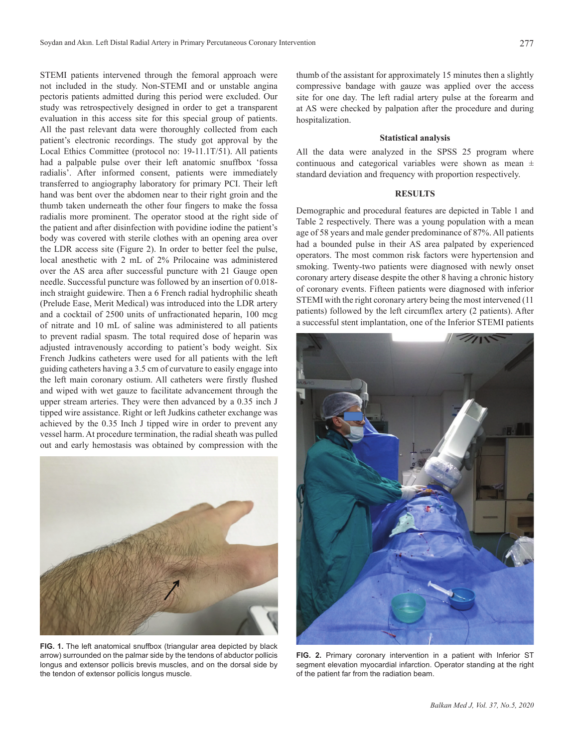STEMI patients intervened through the femoral approach were not included in the study. Non-STEMI and or unstable angina pectoris patients admitted during this period were excluded. Our study was retrospectively designed in order to get a transparent evaluation in this access site for this special group of patients. All the past relevant data were thoroughly collected from each patient's electronic recordings. The study got approval by the Local Ethics Committee (protocol no: 19-11.1T/51). All patients had a palpable pulse over their left anatomic snuffbox 'fossa radialis'. After informed consent, patients were immediately transferred to angiography laboratory for primary PCI. Their left hand was bent over the abdomen near to their right groin and the thumb taken underneath the other four fingers to make the fossa radialis more prominent. The operator stood at the right side of the patient and after disinfection with povidine iodine the patient's body was covered with sterile clothes with an opening area over the LDR access site (Figure 2). In order to better feel the pulse, local anesthetic with 2 mL of 2% Prilocaine was administered over the AS area after successful puncture with 21 Gauge open needle. Successful puncture was followed by an insertion of 0.018-inch straight guidewire. Then a 6 French radial hydrophilic sheath (Prelude Ease, Merit Medical) was introduced into the LDR artery and a cocktail of 2500 units of unfractionated heparin, 100 mcg of nitrate and 10 mL of saline was administered to all patients to prevent radial spasm. The total required dose of heparin was adjusted intravenously according to patient's body weight. Six French Judkins catheters were used for all patients with the left guiding catheters having a 3.5 cm of curvature to easily engage into the left main coronary ostium. All catheters were firstly flushed and wiped with wet gauze to facilitate advancement through the upper stream arteries. They were then advanced by a 0.35 inch J tipped wire assistance. Right or left Judkins catheter exchange was achieved by the 0.35 Inch J tipped wire in order to prevent any vessel harm. At procedure termination, the radial sheath was pulled out and early hemostasis was obtained by compression with the thumb of the assistant for approximately 15 minutes then a slightly compressive bandage with gauze was applied over the access site for one day. The left radial artery pulse at the forearm and at AS were checked by palpation after the procedure and during hospitalization.

**FIG. 1.** The left anatomical snuffbox (triangular area depicted by black arrow) surrounded on the palmar side by the tendons of abductor pollicis longus and extensor pollicis brevis muscles, and on the dorsal side by the tendon of extensor pollicis longus muscle.

### Statistical analysis

All the data were analyzed in the SPSS 25 program where continuous and categorical variables were shown as mean ± standard deviation and frequency with proportion respectively.

## RESULTS

Demographic and procedural features are depicted in Table 1 and Table 2 respectively. There was a young population with a mean age of 58 years and male gender predominance of 87%. All patients had a bounded pulse in their AS area palpated by experienced operators. The most common risk factors were hypertension and smoking. Twenty-two patients were diagnosed with newly onset coronary artery disease despite the other 8 having a chronic history of coronary events. Fifteen patients were diagnosed with inferior STEMI with the right coronary artery being the most intervened (11 patients) followed by the left circumflex artery (2 patients). After a successful stent implantation, one of the Inferior STEMI patients

**FIG. 2.** Primary coronary intervention in a patient with Inferior ST segment elevation myocardial infarction. Operator standing at the right of the patient far from the radiation beam.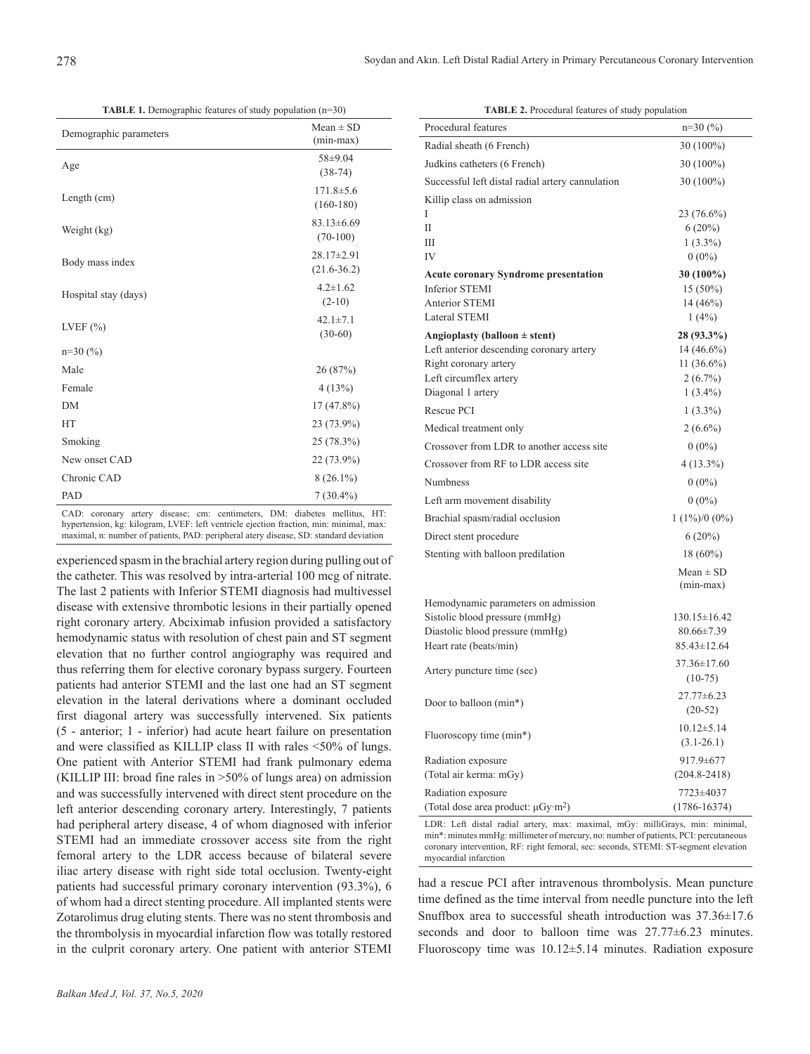**TABLE 1.** Demographic features of study population (n=30)

| Demographic parameters | Mean ± SD (min-max) |
|---|---|
| Age | 58±9.04 (38-74) |
| Length (cm) | 171.8±5.6 (160-180) |
| Weight (kg) | 83.13±6.69 (70-100) |
| Body mass index | 28.17±2.91 (21.6-36.2) |
| Hospital stay (days) | 4.2±1.62 (2-10) |
| LVEF (%) | 42.1±7.1 (30-60) |
| n=30 (%) | |
| Male | 26 (87%) |
| Female | 4 (13%) |
| DM | 17 (47.8%) |
| HT | 23 (73.9%) |
| Smoking | 25 (78.3%) |
| New onset CAD | 22 (73.9%) |
| Chronic CAD | 8 (26.1%) |
| PAD | 7 (30.4%) |

CAD: coronary artery disease; cm: centimeters, DM: diabetes mellitus, HT: hypertension, kg: kilogram, LVEF: left ventricle ejection fraction, min: minimal, max: maximal, n: number of patients, PAD: peripheral atery disease, SD: standard deviation

experienced spasm in the brachial artery region during pulling out of the catheter. This was resolved by intra-arterial 100 mcg of nitrate. The last 2 patients with Inferior STEMI diagnosis had multivessel disease with extensive thrombotic lesions in their partially opened right coronary artery. Abciximab infusion provided a satisfactory hemodynamic status with resolution of chest pain and ST segment elevation that no further control angiography was required and thus referring them for elective coronary bypass surgery. Fourteen patients had anterior STEMI and the last one had an ST segment elevation in the lateral derivations where a dominant occluded first diagonal artery was successfully intervened. Six patients (5 - anterior; 1 - inferior) had acute heart failure on presentation and were classified as KILLIP class II with rales <50% of lungs. One patient with Anterior STEMI had frank pulmonary edema (KILLIP III: broad fine rales in >50% of lungs area) on admission and was successfully intervened with direct stent procedure on the left anterior descending coronary artery. Interestingly, 7 patients had peripheral artery disease, 4 of whom diagnosed with inferior STEMI had an immediate crossover access site from the right femoral artery to the LDR access because of bilateral severe iliac artery disease with right side total occlusion. Twenty-eight patients had successful primary coronary intervention (93.3%), 6 of whom had a direct stenting procedure. All implanted stents were Zotarolimus drug eluting stents. There was no stent thrombosis and the thrombolysis in myocardial infarction flow was totally restored in the culprit coronary artery. One patient with anterior STEMI had a rescue PCI after intravenous thrombolysis. Mean puncture time defined as the time interval from needle puncture into the left Snuffbox area to successful sheath introduction was 37.36±17.6 seconds and door to balloon time was 27.77±6.23 minutes. Fluoroscopy time was 10.12±5.14 minutes. Radiation exposure

**TABLE 2.** Procedural features of study population

| Procedural features | n=30 (%) |
|---|---|
| Radial sheath (6 French) | 30 (100%) |
| Judkins catheters (6 French) | 30 (100%) |
| Successful left distal radial artery cannulation | 30 (100%) |
| Killip class on admission | |
| I | 23 (76.6%) |
| II | 6 (20%) |
| III | 1 (3.3%) |
| IV | 0 (0%) |
| **Acute coronary Syndrome presentation** | **30 (100%)** |
| Inferior STEMI | 15 (50%) |
| Anterior STEMI | 14 (46%) |
| Lateral STEMI | 1 (4%) |
| **Angioplasty (balloon ± stent)** | **28 (93.3%)** |
| Left anterior descending coronary artery | 14 (46.6%) |
| Right coronary artery | 11 (36.6%) |
| Left circumflex artery | 2 (6.7%) |
| Diagonal 1 artery | 1 (3.4%) |
| Rescue PCI | 1 (3.3%) |
| Medical treatment only | 2 (6.6%) |
| Crossover from LDR to another access site | 0 (0%) |
| Crossover from RF to LDR access site | 4 (13.3%) |
| Numbness | 0 (0%) |
| Left arm movement disability | 0 (0%) |
| Brachial spasm/radial occlusion | 1 (1%)/0 (0%) |
| Direct stent procedure | 6 (20%) |
| Stenting with balloon predilation | 18 (60%) |
| | Mean ± SD (min-max) |
| Hemodynamic parameters on admission | |
| Sistolic blood pressure (mmHg) | 130.15±16.42 |
| Diastolic blood pressure (mmHg) | 80.66±7.39 |
| Heart rate (beats/min) | 85.43±12.64 |
| Artery puncture time (sec) | 37.36±17.60 (10-75) |
| Door to balloon (min*) | 27.77±6.23 (20-52) |
| Fluoroscopy time (min*) | 10.12±5.14 (3.1-26.1) |
| Radiation exposure (Total air kerma: mGy) | 917.9±677 (204.8-2418) |
| Radiation exposure (Total dose area product: μGy·m²) | 7723±4037 (1786-16374) |

LDR: Left distal radial artery, max: maximal, mGy: milliGrays, min: minimal, min*: minutes mmHg: millimeter of mercury, no: number of patients, PCI: percutaneous coronary intervention, RF: right femoral, sec: seconds, STEMI: ST-segment elevation myocardial infarction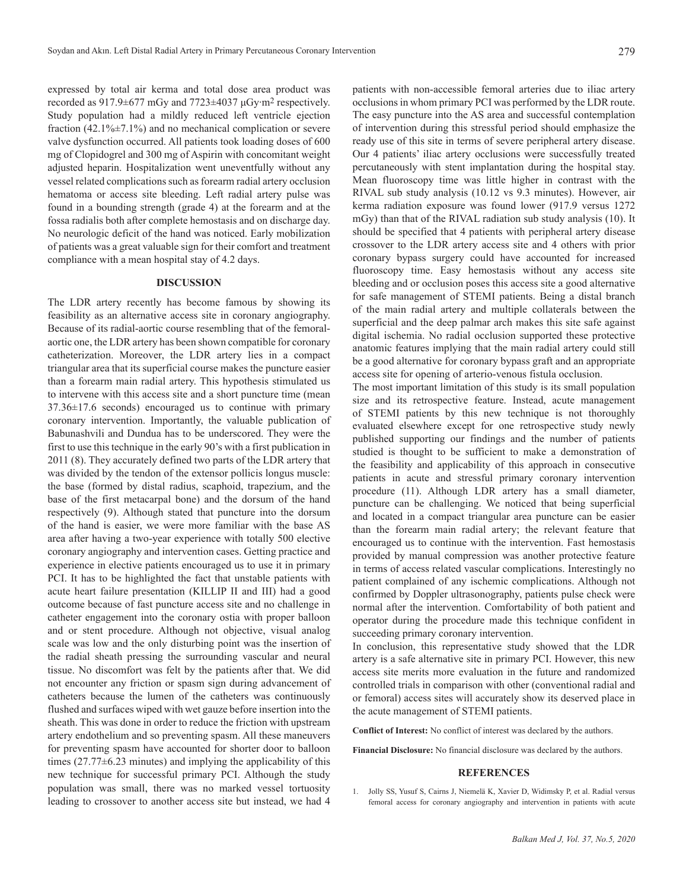expressed by total air kerma and total dose area product was recorded as 917.9±677 mGy and 7723±4037 μGy·m$^2$ respectively. Study population had a mildly reduced left ventricle ejection fraction (42.1%±7.1%) and no mechanical complication or severe valve dysfunction occurred. All patients took loading doses of 600 mg of Clopidogrel and 300 mg of Aspirin with concomitant weight adjusted heparin. Hospitalization went uneventfully without any vessel related complications such as forearm radial artery occlusion hematoma or access site bleeding. Left radial artery pulse was found in a bounding strength (grade 4) at the forearm and at the fossa radialis both after complete hemostasis and on discharge day. No neurologic deficit of the hand was noticed. Early mobilization of patients was a great valuable sign for their comfort and treatment compliance with a mean hospital stay of 4.2 days.

## DISCUSSION

The LDR artery recently has become famous by showing its feasibility as an alternative access site in coronary angiography. Because of its radial-aortic course resembling that of the femoral-aortic one, the LDR artery has been shown compatible for coronary catheterization. Moreover, the LDR artery lies in a compact triangular area that its superficial course makes the puncture easier than a forearm main radial artery. This hypothesis stimulated us to intervene with this access site and a short puncture time (mean 37.36±17.6 seconds) encouraged us to continue with primary coronary intervention. Importantly, the valuable publication of Babunashvili and Dundua has to be underscored. They were the first to use this technique in the early 90's with a first publication in 2011 (8). They accurately defined two parts of the LDR artery that was divided by the tendon of the extensor pollicis longus muscle: the base (formed by distal radius, scaphoid, trapezium, and the base of the first metacarpal bone) and the dorsum of the hand respectively (9). Although stated that puncture into the dorsum of the hand is easier, we were more familiar with the base AS area after having a two-year experience with totally 500 elective coronary angiography and intervention cases. Getting practice and experience in elective patients encouraged us to use it in primary PCI. It has to be highlighted the fact that unstable patients with acute heart failure presentation (KILLIP II and III) had a good outcome because of fast puncture access site and no challenge in catheter engagement into the coronary ostia with proper balloon and or stent procedure. Although not objective, visual analog scale was low and the only disturbing point was the insertion of the radial sheath pressing the surrounding vascular and neural tissue. No discomfort was felt by the patients after that. We did not encounter any friction or spasm sign during advancement of catheters because the lumen of the catheters was continuously flushed and surfaces wiped with wet gauze before insertion into the sheath. This was done in order to reduce the friction with upstream artery endothelium and so preventing spasm. All these maneuvers for preventing spasm have accounted for shorter door to balloon times (27.77±6.23 minutes) and implying the applicability of this new technique for successful primary PCI. Although the study population was small, there was no marked vessel tortuosity leading to crossover to another access site but instead, we had 4 patients with non-accessible femoral arteries due to iliac artery occlusions in whom primary PCI was performed by the LDR route. The easy puncture into the AS area and successful contemplation of intervention during this stressful period should emphasize the ready use of this site in terms of severe peripheral artery disease. Our 4 patients' iliac artery occlusions were successfully treated percutaneously with stent implantation during the hospital stay. Mean fluoroscopy time was little higher in contrast with the RIVAL sub study analysis (10.12 vs 9.3 minutes). However, air kerma radiation exposure was found lower (917.9 versus 1272 mGy) than that of the RIVAL radiation sub study analysis (10). It should be specified that 4 patients with peripheral artery disease crossover to the LDR artery access site and 4 others with prior coronary bypass surgery could have accounted for increased fluoroscopy time. Easy hemostasis without any access site bleeding and or occlusion poses this access site a good alternative for safe management of STEMI patients. Being a distal branch of the main radial artery and multiple collaterals between the superficial and the deep palmar arch makes this site safe against digital ischemia. No radial occlusion supported these protective anatomic features implying that the main radial artery could still be a good alternative for coronary bypass graft and an appropriate access site for opening of arterio-venous fistula occlusion.

The most important limitation of this study is its small population size and its retrospective feature. Instead, acute management of STEMI patients by this new technique is not thoroughly evaluated elsewhere except for one retrospective study newly published supporting our findings and the number of patients studied is thought to be sufficient to make a demonstration of the feasibility and applicability of this approach in consecutive patients in acute and stressful primary coronary intervention procedure (11). Although LDR artery has a small diameter, puncture can be challenging. We noticed that being superficial and located in a compact triangular area puncture can be easier than the forearm main radial artery; the relevant feature that encouraged us to continue with the intervention. Fast hemostasis provided by manual compression was another protective feature in terms of access related vascular complications. Interestingly no patient complained of any ischemic complications. Although not confirmed by Doppler ultrasonography, patients pulse check were normal after the intervention. Comfortability of both patient and operator during the procedure made this technique confident in succeeding primary coronary intervention.

In conclusion, this representative study showed that the LDR artery is a safe alternative site in primary PCI. However, this new access site merits more evaluation in the future and randomized controlled trials in comparison with other (conventional radial and or femoral) access sites will accurately show its deserved place in the acute management of STEMI patients.

**Conflict of Interest:** No conflict of interest was declared by the authors.

**Financial Disclosure:** No financial disclosure was declared by the authors.

## REFERENCES

1. Jolly SS, Yusuf S, Cairns J, Niemelä K, Xavier D, Widimsky P, et al. Radial versus femoral access for coronary angiography and intervention in patients with acute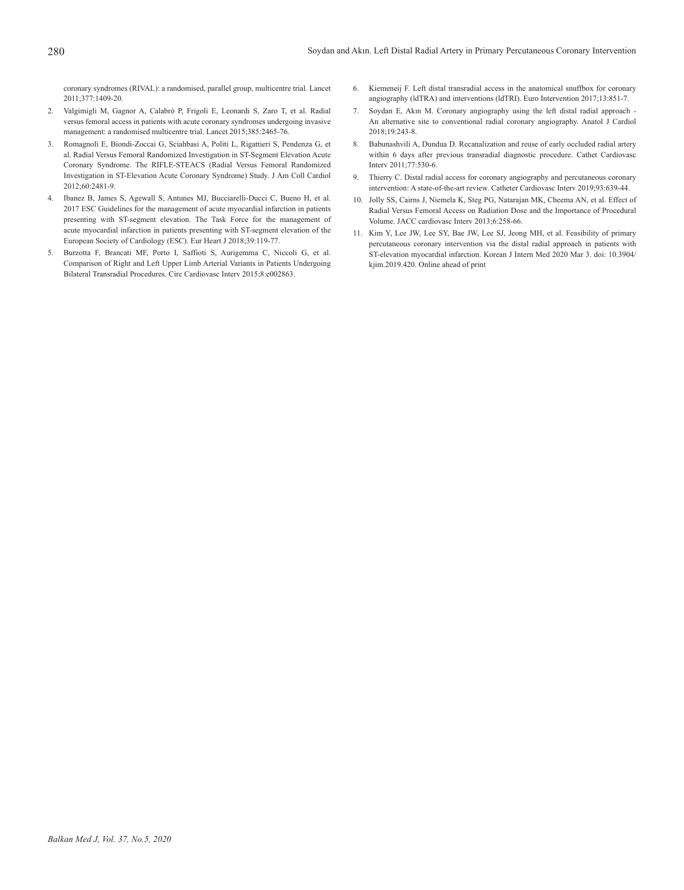coronary syndromes (RIVAL): a randomised, parallel group, multicentre trial. Lancet 2011;377:1409-20.

2. Valgimigli M, Gagnor A, Calabró P, Frigoli E, Leonardi S, Zaro T, et al. Radial versus femoral access in patients with acute coronary syndromes undergoing invasive management: a randomised multicentre trial. Lancet 2015;385:2465-76.
3. Romagnoli E, Biondi-Zoccai G, Sciahbasi A, Politi L, Rigattieri S, Pendenza G, et al. Radial Versus Femoral Randomized Investigation in ST-Segment Elevation Acute Coronary Syndrome. The RIFLE-STEACS (Radial Versus Femoral Randomized Investigation in ST-Elevation Acute Coronary Syndrome) Study. J Am Coll Cardiol 2012;60:2481-9.
4. Ibanez B, James S, Agewall S, Antunes MJ, Bucciarelli-Ducci C, Bueno H, et al. 2017 ESC Guidelines for the management of acute myocardial infarction in patients presenting with ST-segment elevation. The Task Force for the management of acute myocardial infarction in patients presenting with ST-segment elevation of the European Society of Cardiology (ESC). Eur Heart J 2018;39:119-77.
5. Burzotta F, Brancati MF, Porto I, Saffioti S, Aurigemma C, Niccoli G, et al. Comparison of Right and Left Upper Limb Arterial Variants in Patients Undergoing Bilateral Transradial Procedures. Circ Cardiovasc Interv 2015;8:e002863.
6. Kiemeneij F. Left distal transradial access in the anatomical snuffbox for coronary angiography (ldTRA) and interventions (ldTRI). Euro Intervention 2017;13:851-7.
7. Soydan E, Akın M. Coronary angiography using the left distal radial approach - An alternative site to conventional radial coronary angiography. Anatol J Cardiol 2018;19:243-8.
8. Babunashvili A, Dundua D. Recanalization and reuse of early occluded radial artery within 6 days after previous transradial diagnostic procedure. Cathet Cardiovasc Interv 2011;77:530-6.
9. Thierry C. Distal radial access for coronary angiography and percutaneous coronary intervention: A state-of-the-art review. Catheter Cardiovasc Interv 2019;93:639-44.
10. Jolly SS, Cairns J, Niemela K, Steg PG, Natarajan MK, Cheema AN, et al. Effect of Radial Versus Femoral Access on Radiation Dose and the Importance of Procedural Volume. JACC cardiovasc Interv 2013;6:258-66.
11. Kim Y, Lee JW, Lee SY, Bae JW, Lee SJ, Jeong MH, et al. Feasibility of primary percutaneous coronary intervention via the distal radial approach in patients with ST-elevation myocardial infarction. Korean J Intern Med 2020 Mar 3. doi: 10.3904/kjim.2019.420. Online ahead of print